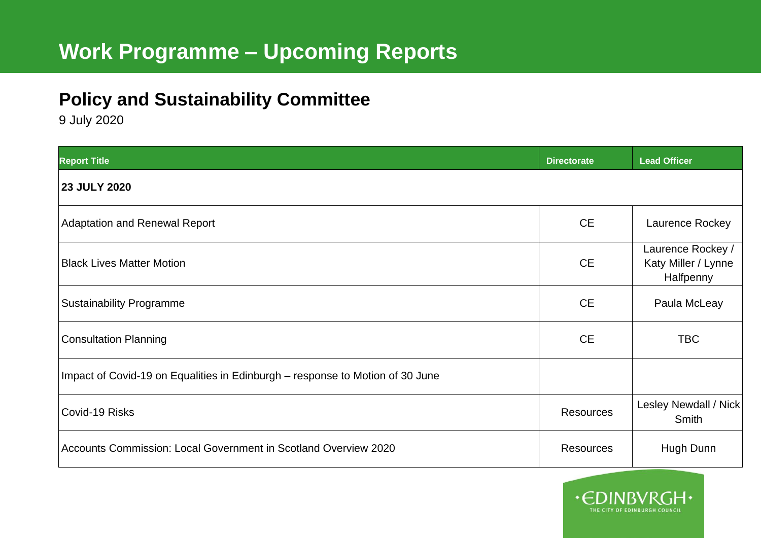# Work Programme – Upcoming Reports

## Policy and Sustainability Committee

9 July 2020

| Report Title | Directorate | Lead Officer |
|---|---|---|
| **23 JULY 2020** | | |
| Adaptation and Renewal Report | CE | Laurence Rockey |
| Black Lives Matter Motion | CE | Laurence Rockey / Katy Miller / Lynne Halfpenny |
| Sustainability Programme | CE | Paula McLeay |
| Consultation Planning | CE | TBC |
| Impact of Covid-19 on Equalities in Edinburgh – response to Motion of 30 June | | |
| Covid-19 Risks | Resources | Lesley Newdall / Nick Smith |
| Accounts Commission: Local Government in Scotland Overview 2020 | Resources | Hugh Dunn |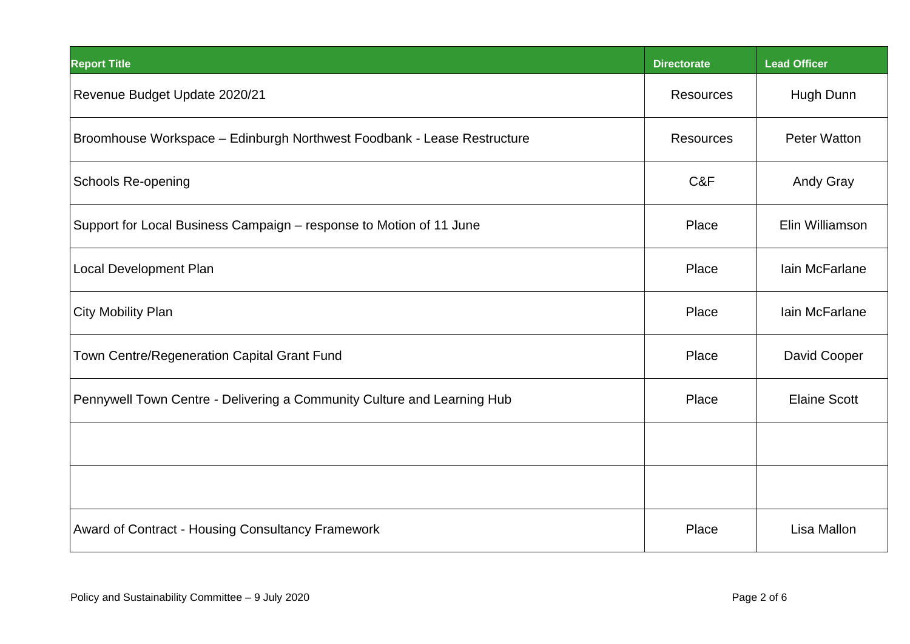| Report Title | Directorate | Lead Officer |
| --- | --- | --- |
| Revenue Budget Update 2020/21 | Resources | Hugh Dunn |
| Broomhouse Workspace – Edinburgh Northwest Foodbank - Lease Restructure | Resources | Peter Watton |
| Schools Re-opening | C&F | Andy Gray |
| Support for Local Business Campaign – response to Motion of 11 June | Place | Elin Williamson |
| Local Development Plan | Place | Iain McFarlane |
| City Mobility Plan | Place | Iain McFarlane |
| Town Centre/Regeneration Capital Grant Fund | Place | David Cooper |
| Pennywell Town Centre - Delivering a Community Culture and Learning Hub | Place | Elaine Scott |
| | | |
| | | |
| Award of Contract - Housing Consultancy Framework | Place | Lisa Mallon |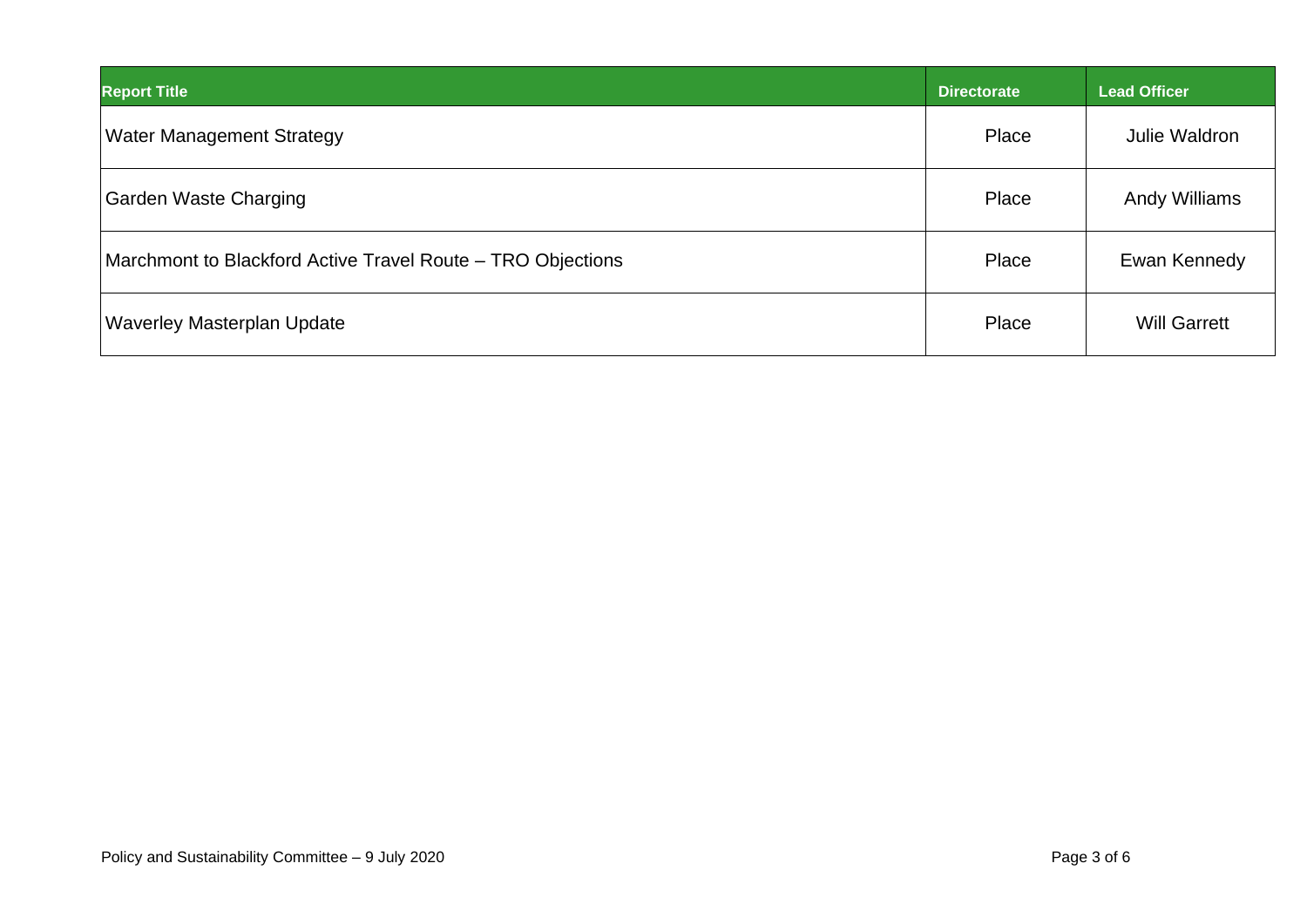| Report Title | Directorate | Lead Officer |
| --- | --- | --- |
| Water Management Strategy | Place | Julie Waldron |
| Garden Waste Charging | Place | Andy Williams |
| Marchmont to Blackford Active Travel Route – TRO Objections | Place | Ewan Kennedy |
| Waverley Masterplan Update | Place | Will Garrett |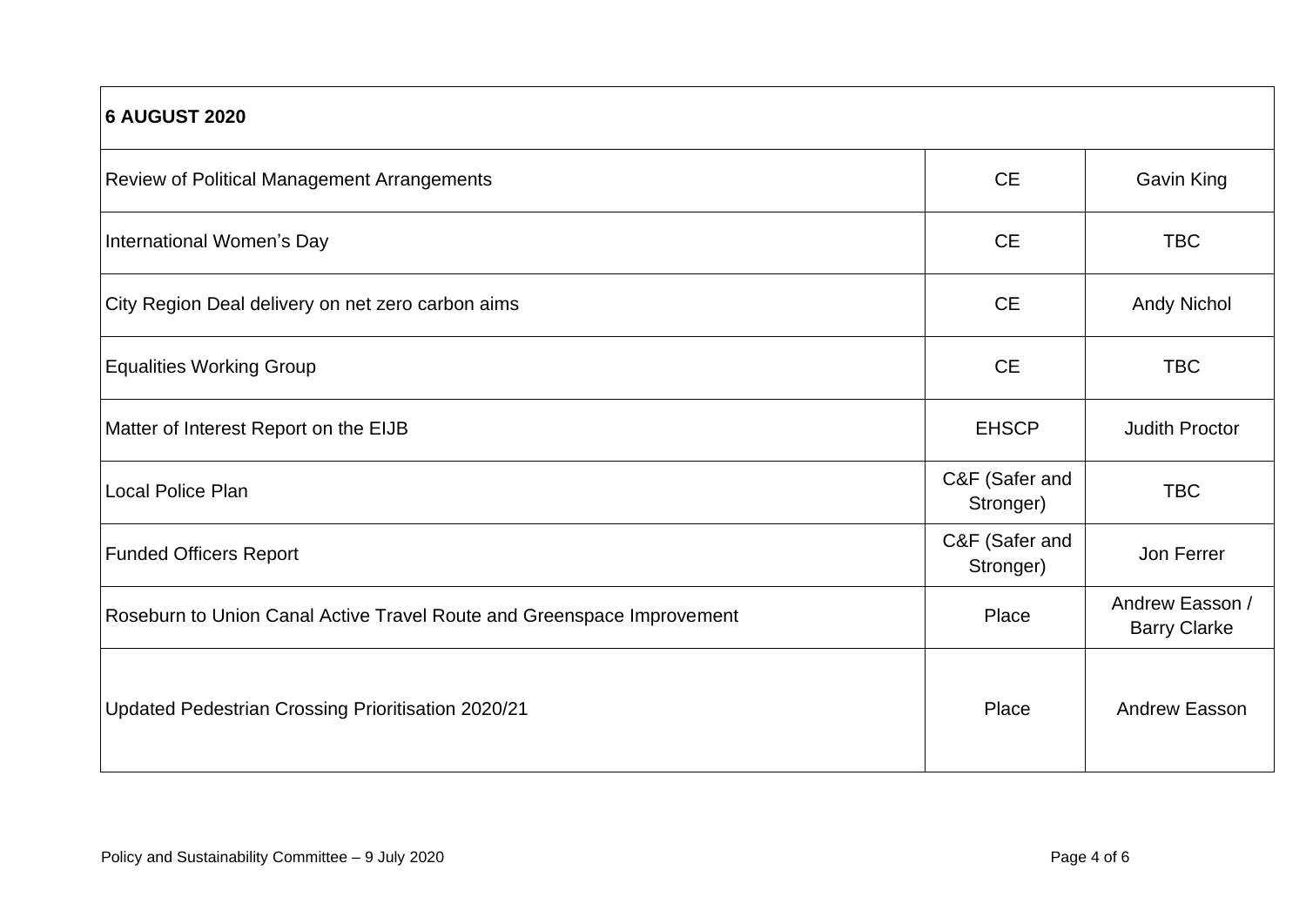| 6 AUGUST 2020 | | |
|---|---|---|
| Review of Political Management Arrangements | CE | Gavin King |
| International Women's Day | CE | TBC |
| City Region Deal delivery on net zero carbon aims | CE | Andy Nichol |
| Equalities Working Group | CE | TBC |
| Matter of Interest Report on the EIJB | EHSCP | Judith Proctor |
| Local Police Plan | C&F (Safer and Stronger) | TBC |
| Funded Officers Report | C&F (Safer and Stronger) | Jon Ferrer |
| Roseburn to Union Canal Active Travel Route and Greenspace Improvement | Place | Andrew Easson / Barry Clarke |
| Updated Pedestrian Crossing Prioritisation 2020/21 | Place | Andrew Easson |

Policy and Sustainability Committee – 9 July 2020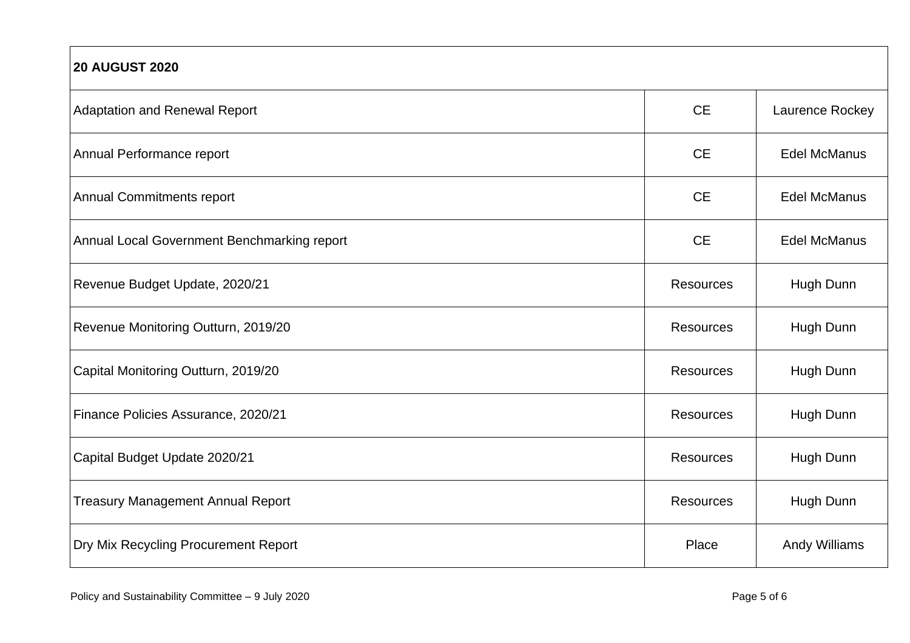| 20 AUGUST 2020 | | |
|---|---|---|
| Adaptation and Renewal Report | CE | Laurence Rockey |
| Annual Performance report | CE | Edel McManus |
| Annual Commitments report | CE | Edel McManus |
| Annual Local Government Benchmarking report | CE | Edel McManus |
| Revenue Budget Update, 2020/21 | Resources | Hugh Dunn |
| Revenue Monitoring Outturn, 2019/20 | Resources | Hugh Dunn |
| Capital Monitoring Outturn, 2019/20 | Resources | Hugh Dunn |
| Finance Policies Assurance, 2020/21 | Resources | Hugh Dunn |
| Capital Budget Update 2020/21 | Resources | Hugh Dunn |
| Treasury Management Annual Report | Resources | Hugh Dunn |
| Dry Mix Recycling Procurement Report | Place | Andy Williams |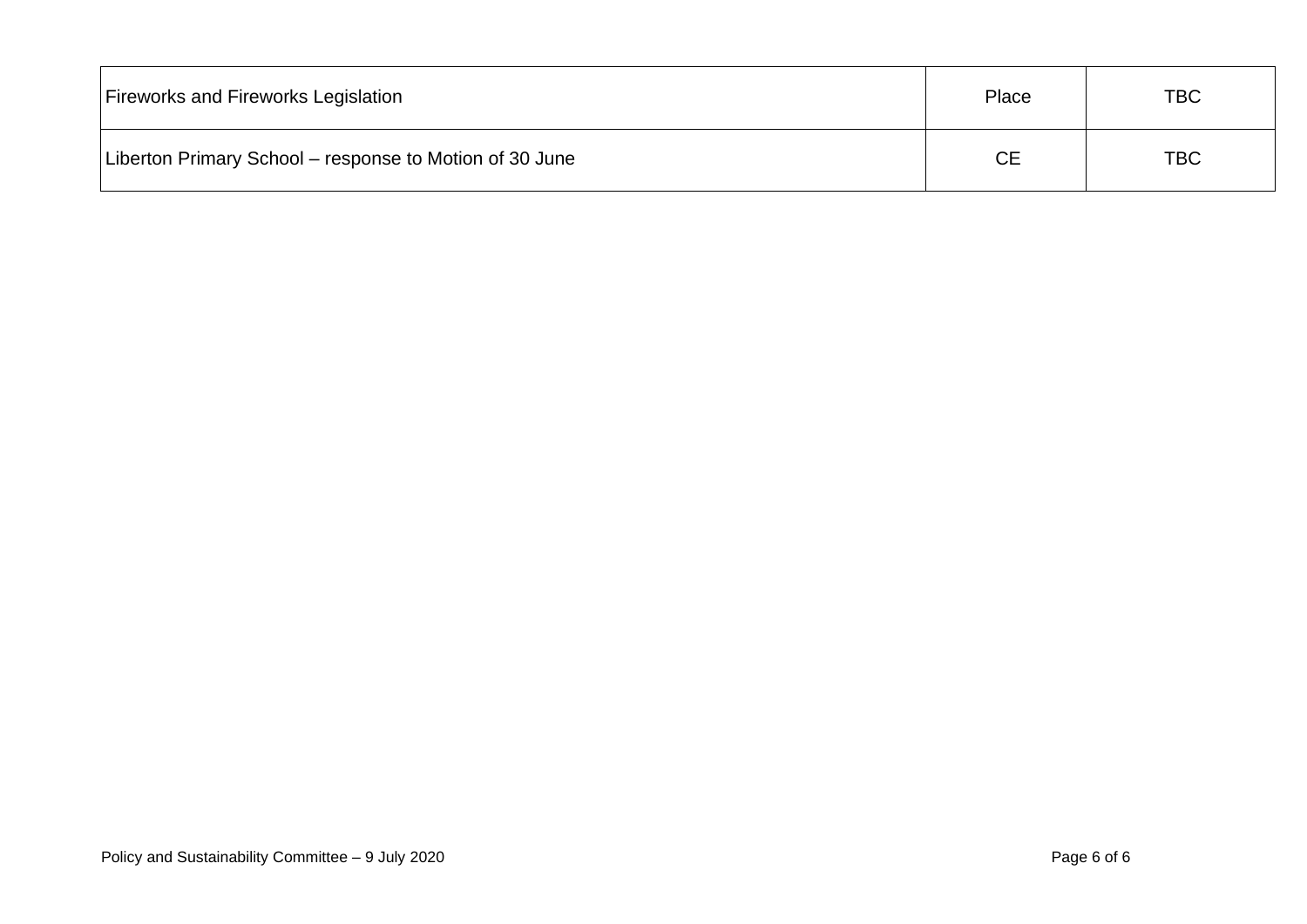| | | |
|---|---|---|
| Fireworks and Fireworks Legislation | Place | TBC |
| Liberton Primary School – response to Motion of 30 June | CE | TBC |